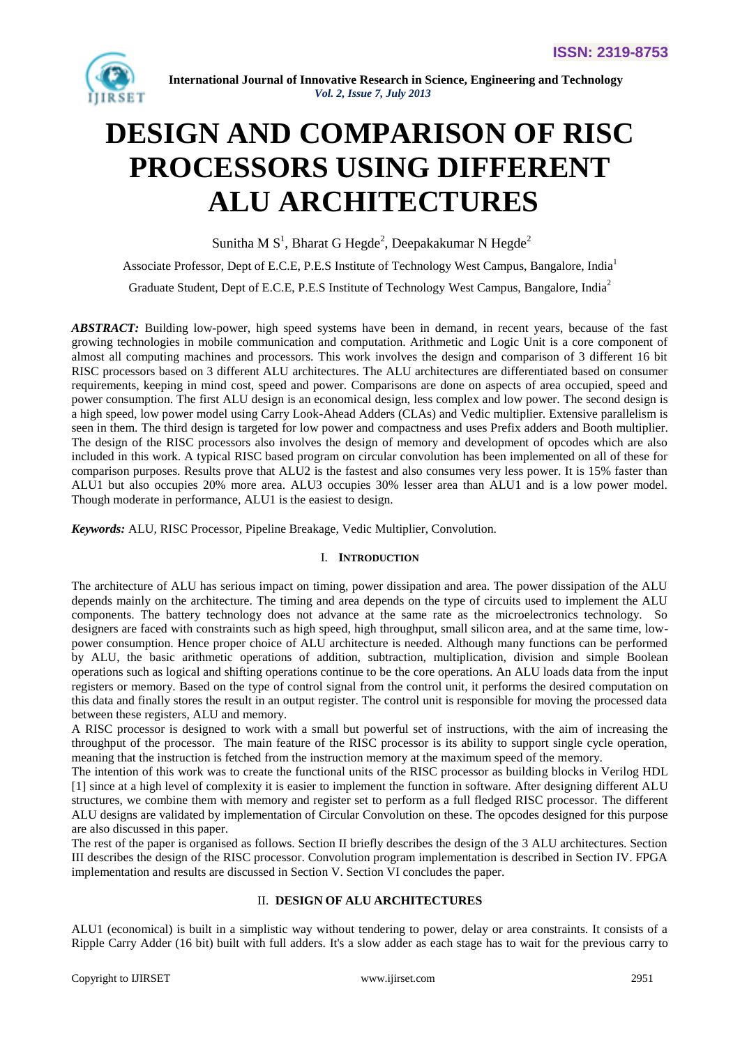# DESIGN AND COMPARISON OF RISC PROCESSORS USING DIFFERENT ALU ARCHITECTURES

Sunitha M S[1], Bharat G Hegde[2], Deepakakumar N Hegde[2]

Associate Professor, Dept of E.C.E, P.E.S Institute of Technology West Campus, Bangalore, India[1]

Graduate Student, Dept of E.C.E, P.E.S Institute of Technology West Campus, Bangalore, India[2]

***ABSTRACT:*** Building low-power, high speed systems have been in demand, in recent years, because of the fast growing technologies in mobile communication and computation. Arithmetic and Logic Unit is a core component of almost all computing machines and processors. This work involves the design and comparison of 3 different 16 bit RISC processors based on 3 different ALU architectures. The ALU architectures are differentiated based on consumer requirements, keeping in mind cost, speed and power. Comparisons are done on aspects of area occupied, speed and power consumption. The first ALU design is an economical design, less complex and low power. The second design is a high speed, low power model using Carry Look-Ahead Adders (CLAs) and Vedic multiplier. Extensive parallelism is seen in them. The third design is targeted for low power and compactness and uses Prefix adders and Booth multiplier. The design of the RISC processors also involves the design of memory and development of opcodes which are also included in this work. A typical RISC based program on circular convolution has been implemented on all of these for comparison purposes. Results prove that ALU2 is the fastest and also consumes very less power. It is 15% faster than ALU1 but also occupies 20% more area. ALU3 occupies 30% lesser area than ALU1 and is a low power model. Though moderate in performance, ALU1 is the easiest to design.

***Keywords:*** ALU, RISC Processor, Pipeline Breakage, Vedic Multiplier, Convolution.

## I. INTRODUCTION

The architecture of ALU has serious impact on timing, power dissipation and area. The power dissipation of the ALU depends mainly on the architecture. The timing and area depends on the type of circuits used to implement the ALU components. The battery technology does not advance at the same rate as the microelectronics technology. So designers are faced with constraints such as high speed, high throughput, small silicon area, and at the same time, low-power consumption. Hence proper choice of ALU architecture is needed. Although many functions can be performed by ALU, the basic arithmetic operations of addition, subtraction, multiplication, division and simple Boolean operations such as logical and shifting operations continue to be the core operations. An ALU loads data from the input registers or memory. Based on the type of control signal from the control unit, it performs the desired computation on this data and finally stores the result in an output register. The control unit is responsible for moving the processed data between these registers, ALU and memory.

A RISC processor is designed to work with a small but powerful set of instructions, with the aim of increasing the throughput of the processor. The main feature of the RISC processor is its ability to support single cycle operation, meaning that the instruction is fetched from the instruction memory at the maximum speed of the memory.

The intention of this work was to create the functional units of the RISC processor as building blocks in Verilog HDL [1] since at a high level of complexity it is easier to implement the function in software. After designing different ALU structures, we combine them with memory and register set to perform as a full fledged RISC processor. The different ALU designs are validated by implementation of Circular Convolution on these. The opcodes designed for this purpose are also discussed in this paper.

The rest of the paper is organised as follows. Section II briefly describes the design of the 3 ALU architectures. Section III describes the design of the RISC processor. Convolution program implementation is described in Section IV. FPGA implementation and results are discussed in Section V. Section VI concludes the paper.

## II. DESIGN OF ALU ARCHITECTURES

ALU1 (economical) is built in a simplistic way without tendering to power, delay or area constraints. It consists of a Ripple Carry Adder (16 bit) built with full adders. It's a slow adder as each stage has to wait for the previous carry to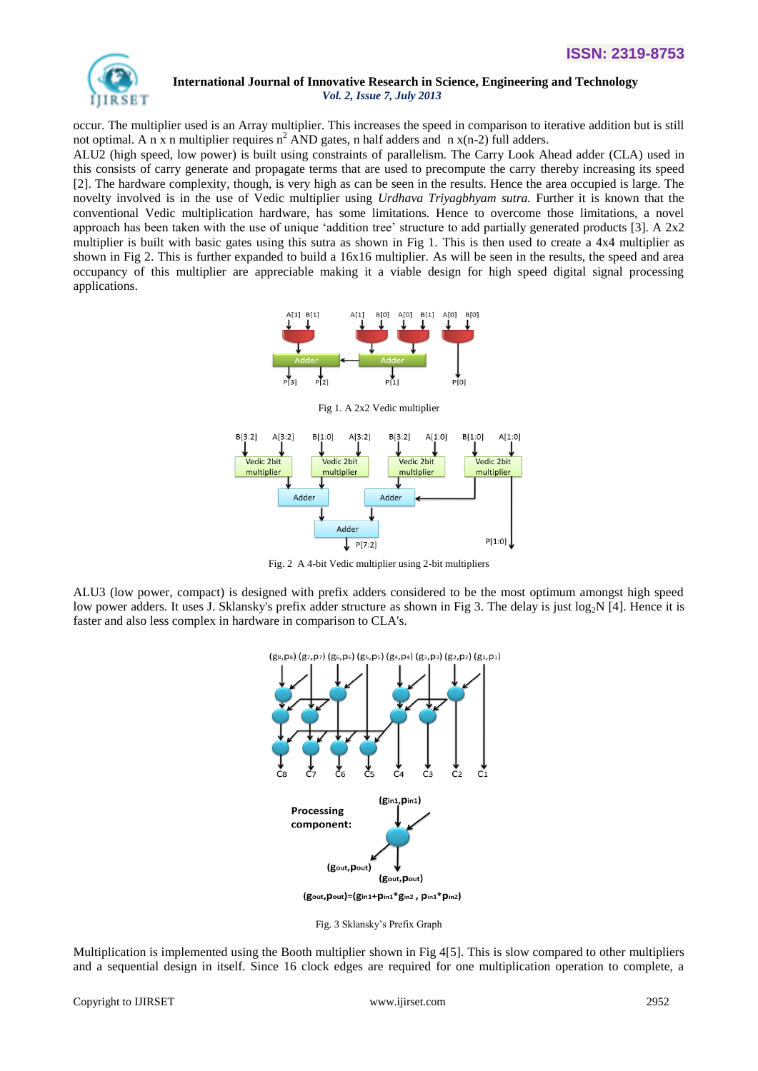occur. The multiplier used is an Array multiplier. This increases the speed in comparison to iterative addition but is still not optimal. A n x n multiplier requires $n^2$ AND gates, n half adders and n x(n-2) full adders.

ALU2 (high speed, low power) is built using constraints of parallelism. The Carry Look Ahead adder (CLA) used in this consists of carry generate and propagate terms that are used to precompute the carry thereby increasing its speed [2]. The hardware complexity, though, is very high as can be seen in the results. Hence the area occupied is large. The novelty involved is in the use of Vedic multiplier using *Urdhava Triyagbhyam sutra.* Further it is known that the conventional Vedic multiplication hardware, has some limitations. Hence to overcome those limitations, a novel approach has been taken with the use of unique 'addition tree' structure to add partially generated products [3]. A 2x2 multiplier is built with basic gates using this sutra as shown in Fig 1. This is then used to create a 4x4 multiplier as shown in Fig 2. This is further expanded to build a 16x16 multiplier. As will be seen in the results, the speed and area occupancy of this multiplier are appreciable making it a viable design for high speed digital signal processing applications.

Fig 1. A 2x2 Vedic multiplier

Fig. 2 A 4-bit Vedic multiplier using 2-bit multipliers

ALU3 (low power, compact) is designed with prefix adders considered to be the most optimum amongst high speed low power adders. It uses J. Sklansky's prefix adder structure as shown in Fig 3. The delay is just $\log_2 N$ [4]. Hence it is faster and also less complex in hardware in comparison to CLA's.

Fig. 3 Sklansky's Prefix Graph

Multiplication is implemented using the Booth multiplier shown in Fig 4[5]. This is slow compared to other multipliers and a sequential design in itself. Since 16 clock edges are required for one multiplication operation to complete, a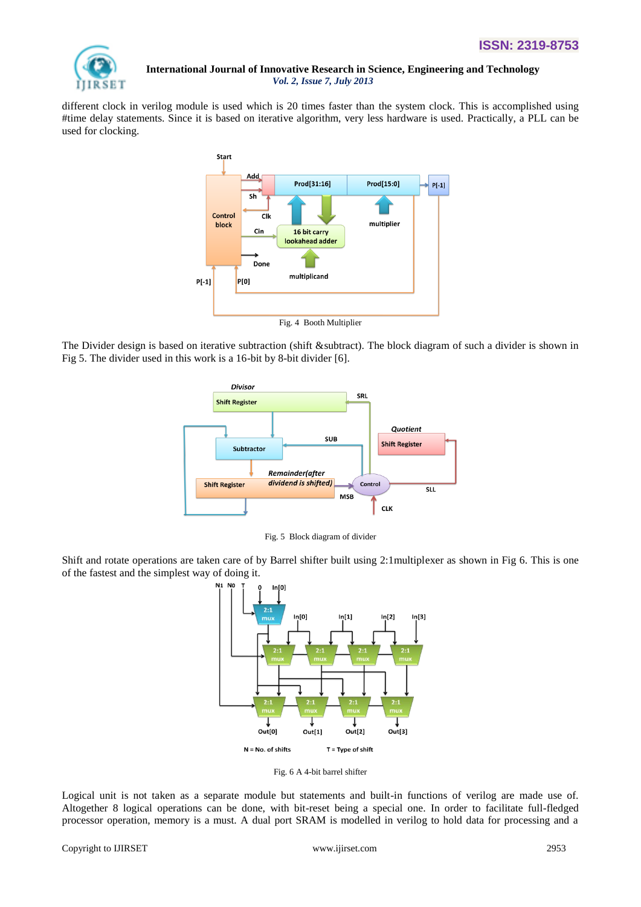different clock in verilog module is used which is 20 times faster than the system clock. This is accomplished using #time delay statements. Since it is based on iterative algorithm, very less hardware is used. Practically, a PLL can be used for clocking.

Fig. 4 Booth Multiplier

The Divider design is based on iterative subtraction (shift &subtract). The block diagram of such a divider is shown in Fig 5. The divider used in this work is a 16-bit by 8-bit divider [6].

Fig. 5 Block diagram of divider

Shift and rotate operations are taken care of by Barrel shifter built using 2:1multiplexer as shown in Fig 6. This is one of the fastest and the simplest way of doing it.

Fig. 6 A 4-bit barrel shifter

Logical unit is not taken as a separate module but statements and built-in functions of verilog are made use of. Altogether 8 logical operations can be done, with bit-reset being a special one. In order to facilitate full-fledged processor operation, memory is a must. A dual port SRAM is modelled in verilog to hold data for processing and a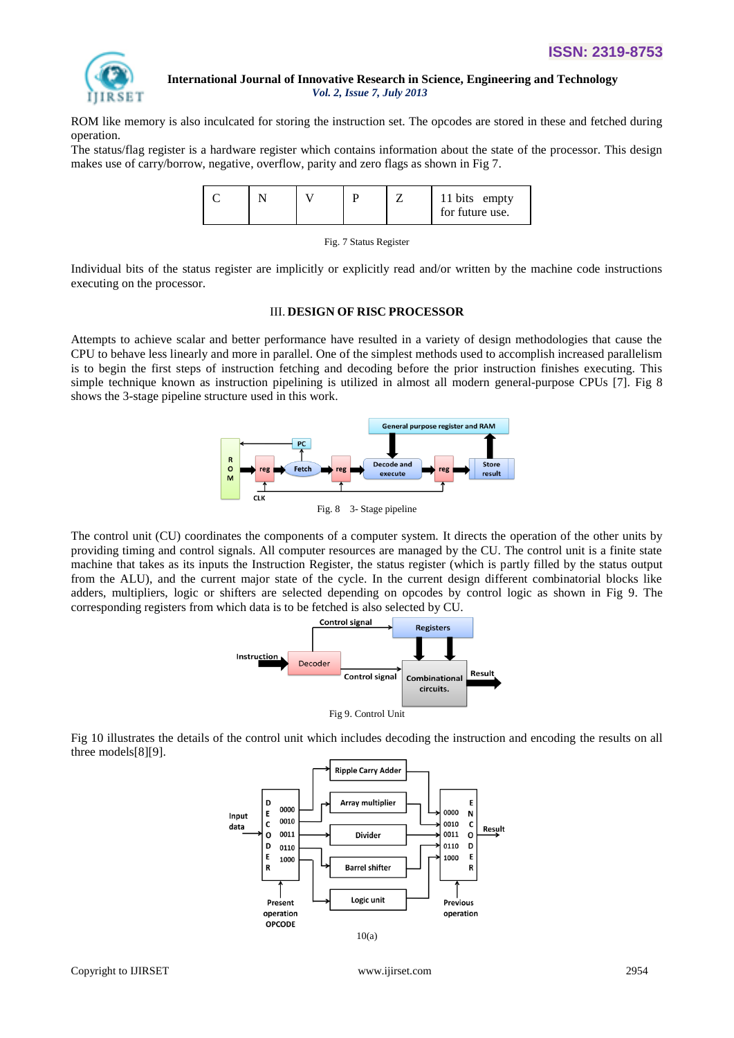ROM like memory is also inculcated for storing the instruction set. The opcodes are stored in these and fetched during operation.

The status/flag register is a hardware register which contains information about the state of the processor. This design makes use of carry/borrow, negative, overflow, parity and zero flags as shown in Fig 7.

| C | N | V | P | Z | 11 bits empty for future use. |
|---|---|---|---|---|---|

Fig. 7 Status Register

Individual bits of the status register are implicitly or explicitly read and/or written by the machine code instructions executing on the processor.

## III. DESIGN OF RISC PROCESSOR

Attempts to achieve scalar and better performance have resulted in a variety of design methodologies that cause the CPU to behave less linearly and more in parallel. One of the simplest methods used to accomplish increased parallelism is to begin the first steps of instruction fetching and decoding before the prior instruction finishes executing. This simple technique known as instruction pipelining is utilized in almost all modern general-purpose CPUs [7]. Fig 8 shows the 3-stage pipeline structure used in this work.

Fig. 8 3- Stage pipeline

The control unit (CU) coordinates the components of a computer system. It directs the operation of the other units by providing timing and control signals. All computer resources are managed by the CU. The control unit is a finite state machine that takes as its inputs the Instruction Register, the status register (which is partly filled by the status output from the ALU), and the current major state of the cycle. In the current design different combinatorial blocks like adders, multipliers, logic or shifters are selected depending on opcodes by control logic as shown in Fig 9. The corresponding registers from which data is to be fetched is also selected by CU.

Fig 9. Control Unit

Fig 10 illustrates the details of the control unit which includes decoding the instruction and encoding the results on all three models[8][9].

10(a)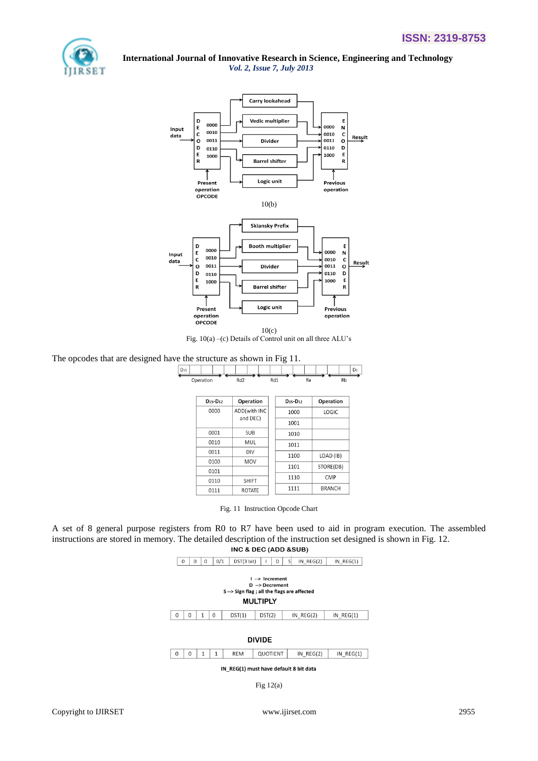10(b)

10(c)

Fig. 10(a) –(c) Details of Control unit on all three ALU's

The opcodes that are designed have the structure as shown in Fig 11.

| $D_{15}-D_{12}$ | Operation | $D_{15}-D_{12}$ | Operation |
|---|---|---|---|
| 0000 | ADD(with INC and DEC) | 1000 | LOGIC |
| 0001 | SUB | 1001 | |
| 0010 | MUL | 1010 | |
| 0011 | DIV | 1011 | |
| 0100 | MOV | 1100 | LOAD (IB) |
| 0101 | | 1101 | STORE(DB) |
| 0110 | SHIFT | 1110 | CMP |
| 0111 | ROTATE | 1111 | BRANCH |

Fig. 11 Instruction Opcode Chart

A set of 8 general purpose registers from R0 to R7 have been used to aid in program execution. The assembled instructions are stored in memory. The detailed description of the instruction set designed is shown in Fig. 12.

**INC & DEC (ADD &SUB)**

| 0 | 0 | 0 | 0/1 | DST(3 bit) | I | D | S | IN_REG(2) | IN_REG(1) |
|---|---|---|---|---|---|---|---|---|---|

I --> Increment
D --> Decrement
S --> Sign flag ; all the flags are affected

**MULTIPLY**

| 0 | 0 | 1 | 0 | DST(1) | DST(2) | IN_REG(2) | IN_REG(1) |
|---|---|---|---|---|---|---|---|

**DIVIDE**

| 0 | 0 | 1 | 1 | REM | QUOTIENT | IN_REG(2) | IN_REG(1) |
|---|---|---|---|---|---|---|---|

IN_REG(1) must have default 8 bit data

Fig 12(a)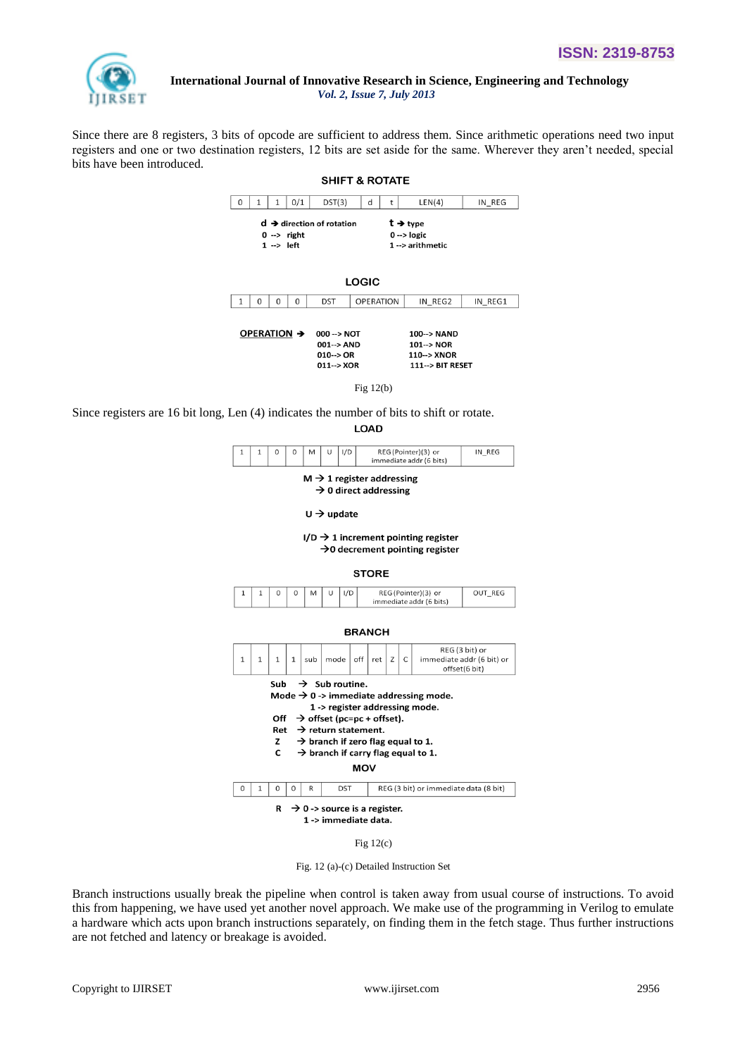Since there are 8 registers, 3 bits of opcode are sufficient to address them. Since arithmetic operations need two input registers and one or two destination registers, 12 bits are set aside for the same. Wherever they aren't needed, special bits have been introduced.

**SHIFT & ROTATE**

| 0 | 1 | 1 | 0/1 | DST(3) | d | t | LEN(4) | IN_REG |
|---|---|---|---|---|---|---|---|---|

**d** → direction of rotation
0 --> right
1 --> left

**t** → type
0 --> logic
1 --> arithmetic

**LOGIC**

| 1 | 0 | 0 | 0 | DST | OPERATION | IN_REG2 | IN_REG1 |
|---|---|---|---|---|---|---|---|

**OPERATION** →

000 --> NOT
001--> AND
010--> OR
011--> XOR
100--> NAND
101--> NOR
110--> XNOR
111--> BIT RESET

Fig 12(b)

Since registers are 16 bit long, Len (4) indicates the number of bits to shift or rotate.

**LOAD**

| 1 | 1 | 0 | 0 | M | U | I/D | REG (Pointer)(3) or immediate addr (6 bits) | IN_REG |
|---|---|---|---|---|---|---|---|---|

**M** → 1 register addressing
→ 0 direct addressing

**U** → update

**I/D** → 1 increment pointing register
→0 decrement pointing register

**STORE**

| 1 | 1 | 0 | 0 | M | U | I/D | REG (Pointer)(3) or immediate addr (6 bits) | OUT_REG |
|---|---|---|---|---|---|---|---|---|

**BRANCH**

| 1 | 1 | 1 | 1 | sub | mode | off | ret | Z | C | REG (3 bit) or immediate addr (6 bit) or offset(6 bit) |
|---|---|---|---|---|---|---|---|---|---|---|

**Sub** → Sub routine.
**Mode** → 0 -> immediate addressing mode.
1 -> register addressing mode.
**Off** → offset (pc=pc + offset).
**Ret** → return statement.
**Z** → branch if zero flag equal to 1.
**C** → branch if carry flag equal to 1.

**MOV**

| 0 | 1 | 0 | 0 | R | DST | REG (3 bit) or immediate data (8 bit) |
|---|---|---|---|---|---|---|

**R** → 0 -> source is a register.
1 -> immediate data.

Fig 12(c)

Fig. 12 (a)-(c) Detailed Instruction Set

Branch instructions usually break the pipeline when control is taken away from usual course of instructions. To avoid this from happening, we have used yet another novel approach. We make use of the programming in Verilog to emulate a hardware which acts upon branch instructions separately, on finding them in the fetch stage. Thus further instructions are not fetched and latency or breakage is avoided.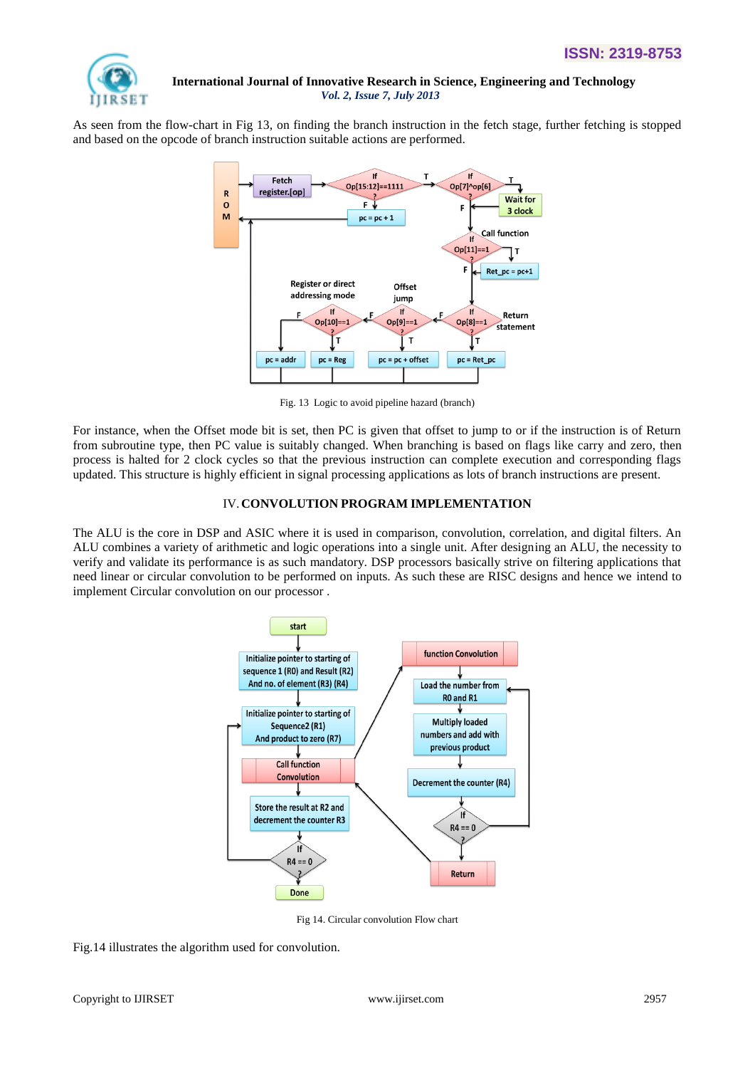As seen from the flow-chart in Fig 13, on finding the branch instruction in the fetch stage, further fetching is stopped and based on the opcode of branch instruction suitable actions are performed.

Fig. 13 Logic to avoid pipeline hazard (branch)

For instance, when the Offset mode bit is set, then PC is given that offset to jump to or if the instruction is of Return from subroutine type, then PC value is suitably changed. When branching is based on flags like carry and zero, then process is halted for 2 clock cycles so that the previous instruction can complete execution and corresponding flags updated. This structure is highly efficient in signal processing applications as lots of branch instructions are present.

## IV. CONVOLUTION PROGRAM IMPLEMENTATION

The ALU is the core in DSP and ASIC where it is used in comparison, convolution, correlation, and digital filters. An ALU combines a variety of arithmetic and logic operations into a single unit. After designing an ALU, the necessity to verify and validate its performance is as such mandatory. DSP processors basically strive on filtering applications that need linear or circular convolution to be performed on inputs. As such these are RISC designs and hence we intend to implement Circular convolution on our processor .

Fig 14. Circular convolution Flow chart

Fig.14 illustrates the algorithm used for convolution.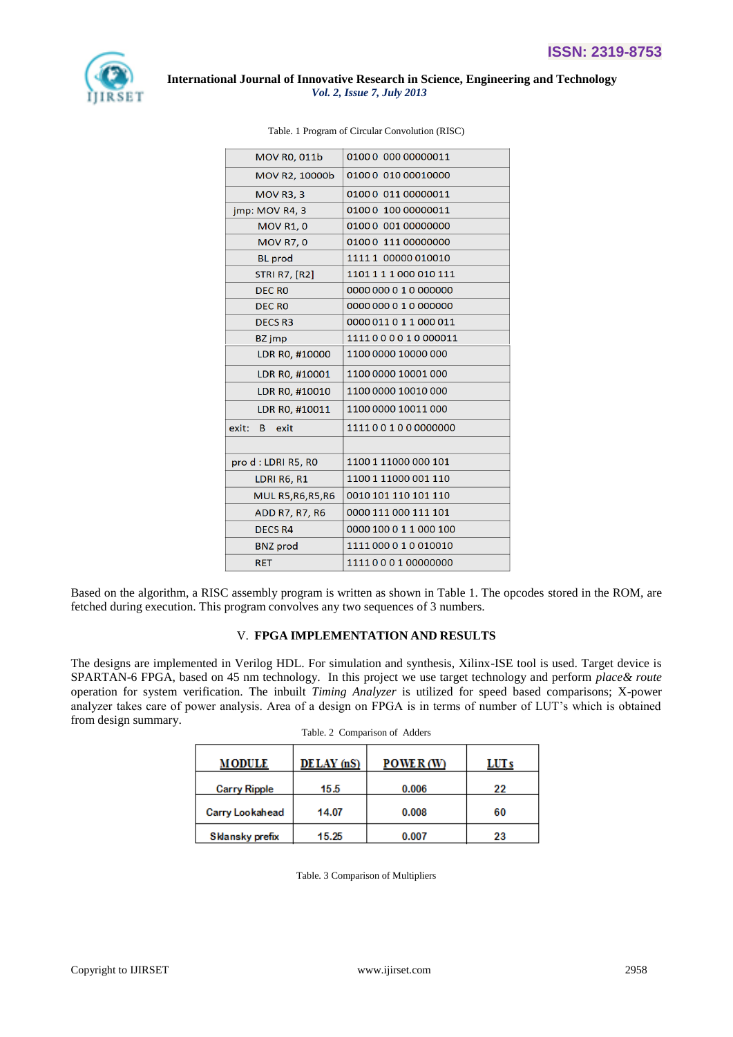Table. 1 Program of Circular Convolution (RISC)

| | |
|---|---|
| MOV R0, 011b | 0100 0 000 00000011 |
| MOV R2, 10000b | 0100 0 010 00010000 |
| MOV R3, 3 | 0100 0 011 00000011 |
| jmp: MOV R4, 3 | 0100 0 100 00000011 |
| MOV R1, 0 | 0100 0 001 00000000 |
| MOV R7, 0 | 0100 0 111 00000000 |
| BL prod | 1111 1 00000 010010 |
| STRI R7, [R2] | 1101 1 1 1 000 010 111 |
| DEC R0 | 0000 000 0 1 0 000000 |
| DEC R0 | 0000 000 0 1 0 000000 |
| DECS R3 | 0000 011 0 1 1 000 011 |
| BZ jmp | 1111 0 0 0 0 1 0 000011 |
| LDR R0, #10000 | 1100 0000 10000 000 |
| LDR R0, #10001 | 1100 0000 10001 000 |
| LDR R0, #10010 | 1100 0000 10010 000 |
| LDR R0, #10011 | 1100 0000 10011 000 |
| exit: B exit | 1111 0 0 1 0 0 0000000 |
| | |
| pro d : LDRI R5, R0 | 1100 1 11000 000 101 |
| LDRI R6, R1 | 1100 1 11000 001 110 |
| MUL R5,R6,R5,R6 | 0010 101 110 101 110 |
| ADD R7, R7, R6 | 0000 111 000 111 101 |
| DECS R4 | 0000 100 0 1 1 000 100 |
| BNZ prod | 1111 000 0 1 0 010010 |
| RET | 1111 0 0 0 1 00000000 |

Based on the algorithm, a RISC assembly program is written as shown in Table 1. The opcodes stored in the ROM, are fetched during execution. This program convolves any two sequences of 3 numbers.

## V. FPGA IMPLEMENTATION AND RESULTS

The designs are implemented in Verilog HDL. For simulation and synthesis, Xilinx-ISE tool is used. Target device is SPARTAN-6 FPGA, based on 45 nm technology. In this project we use target technology and perform *place& route* operation for system verification. The inbuilt *Timing Analyzer* is utilized for speed based comparisons; X-power analyzer takes care of power analysis. Area of a design on FPGA is in terms of number of LUT's which is obtained from design summary.

Table. 2 Comparison of Adders

| MODULE | DELAY (nS) | POWER (W) | LUTs |
|---|---|---|---|
| Carry Ripple | 15.5 | 0.006 | 22 |
| Carry Lookahead | 14.07 | 0.008 | 60 |
| Sklansky prefix | 15.25 | 0.007 | 23 |

Table. 3 Comparison of Multipliers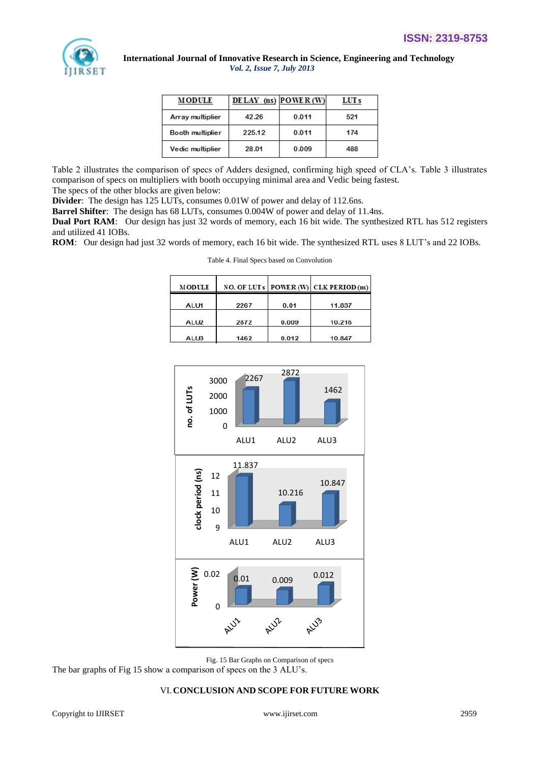| MODULE | DELAY (ns) | POWER (W) | LUTs |
|---|---|---|---|
| Array multiplier | 42.26 | 0.011 | 521 |
| Booth multiplier | 225.12 | 0.011 | 174 |
| Vedic multiplier | 28.01 | 0.009 | 488 |

Table 2 illustrates the comparison of specs of Adders designed, confirming high speed of CLA's. Table 3 illustrates comparison of specs on multipliers with booth occupying minimal area and Vedic being fastest.

The specs of the other blocks are given below:

**Divider**: The design has 125 LUTs, consumes 0.01W of power and delay of 112.6ns.

**Barrel Shifter**: The design has 68 LUTs, consumes 0.004W of power and delay of 11.4ns.

**Dual Port RAM**: Our design has just 32 words of memory, each 16 bit wide. The synthesized RTL has 512 registers and utilized 41 IOBs.

**ROM**: Our design had just 32 words of memory, each 16 bit wide. The synthesized RTL uses 8 LUT's and 22 IOBs.

Table 4. Final Specs based on Convolution

| MODULE | NO. OF LUTs | POWER (W) | CLK PERIOD (ns) |
|---|---|---|---|
| ALU1 | 2267 | 0.01 | 11.837 |
| ALU2 | 2872 | 0.009 | 10.216 |
| ALU3 | 1462 | 0.012 | 10.847 |

Fig. 15 Bar Graphs on Comparison of specs

The bar graphs of Fig 15 show a comparison of specs on the 3 ALU's.

## VI. CONCLUSION AND SCOPE FOR FUTURE WORK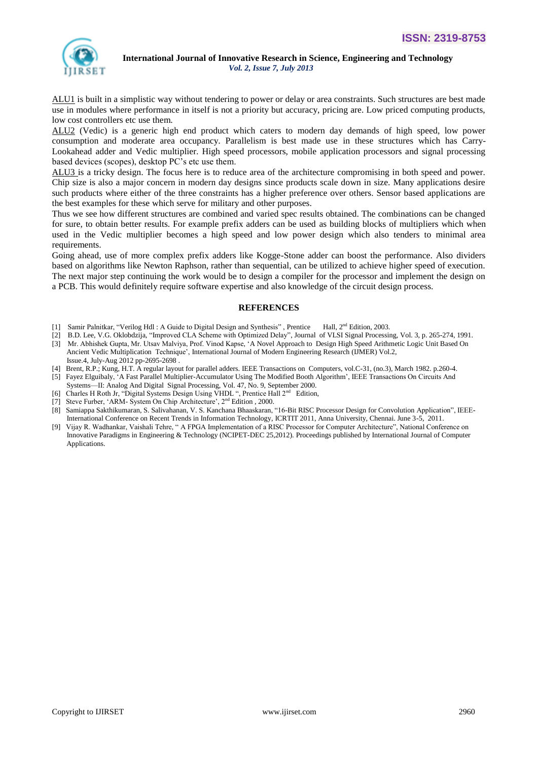ALU1 is built in a simplistic way without tendering to power or delay or area constraints. Such structures are best made use in modules where performance in itself is not a priority but accuracy, pricing are. Low priced computing products, low cost controllers etc use them.

ALU2 (Vedic) is a generic high end product which caters to modern day demands of high speed, low power consumption and moderate area occupancy. Parallelism is best made use in these structures which has Carry-Lookahead adder and Vedic multiplier. High speed processors, mobile application processors and signal processing based devices (scopes), desktop PC's etc use them.

ALU3 is a tricky design. The focus here is to reduce area of the architecture compromising in both speed and power. Chip size is also a major concern in modern day designs since products scale down in size. Many applications desire such products where either of the three constraints has a higher preference over others. Sensor based applications are the best examples for these which serve for military and other purposes.

Thus we see how different structures are combined and varied spec results obtained. The combinations can be changed for sure, to obtain better results. For example prefix adders can be used as building blocks of multipliers which when used in the Vedic multiplier becomes a high speed and low power design which also tenders to minimal area requirements.

Going ahead, use of more complex prefix adders like Kogge-Stone adder can boost the performance. Also dividers based on algorithms like Newton Raphson, rather than sequential, can be utilized to achieve higher speed of execution. The next major step continuing the work would be to design a compiler for the processor and implement the design on a PCB. This would definitely require software expertise and also knowledge of the circuit design process.

## REFERENCES

[1] Samir Palnitkar, "Verilog Hdl : A Guide to Digital Design and Synthesis" , Prentice Hall, 2nd Edition, 2003.

[2] B.D. Lee, V.G. Oklobdzija, "Improved CLA Scheme with Optimized Delay", Journal of VLSI Signal Processing, Vol. 3, p. 265-274, 1991.

[3] Mr. Abhishek Gupta, Mr. Utsav Malviya, Prof. Vinod Kapse, 'A Novel Approach to Design High Speed Arithmetic Logic Unit Based On Ancient Vedic Multiplication Technique', International Journal of Modern Engineering Research (IJMER) Vol.2, Issue.4, July-Aug 2012 pp-2695-2698 .

[4] Brent, R.P.; Kung, H.T. A regular layout for parallel adders. IEEE Transactions on Computers, vol.C-31, (no.3), March 1982. p.260-4.

[5] Fayez Elguibaly, 'A Fast Parallel Multiplier-Accumulator Using The Modified Booth Algorithm', IEEE Transactions On Circuits And Systems—II: Analog And Digital Signal Processing, Vol. 47, No. 9, September 2000.

[6] Charles H Roth Jr, "Digital Systems Design Using VHDL ", Prentice Hall 2nd Edition,

[7] Steve Furber, 'ARM- System On Chip Architecture', 2nd Edition , 2000.

[8] Samiappa Sakthikumaran, S. Salivahanan, V. S. Kanchana Bhaaskaran, "16-Bit RISC Processor Design for Convolution Application", IEEE- International Conference on Recent Trends in Information Technology, ICRTIT 2011, Anna University, Chennai. June 3-5, 2011.

[9] Vijay R. Wadhankar, Vaishali Tehre, " A FPGA Implementation of a RISC Processor for Computer Architecture", National Conference on Innovative Paradigms in Engineering & Technology (NCIPET-DEC 25,2012). Proceedings published by International Journal of Computer Applications.